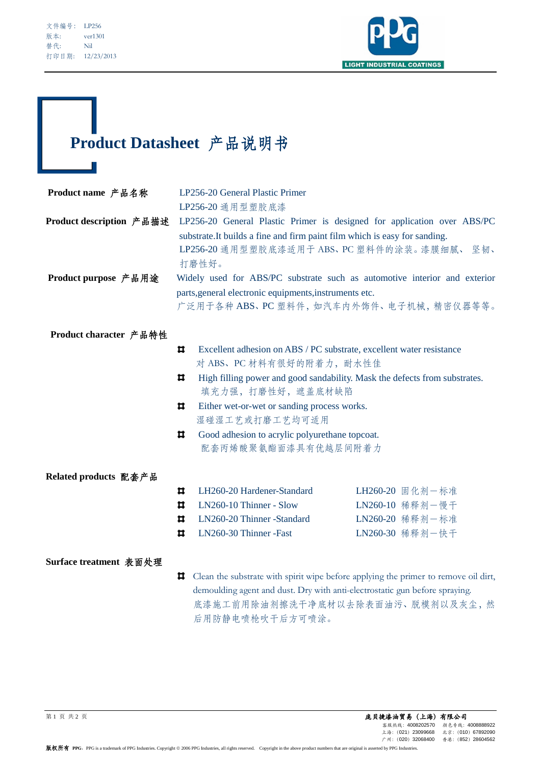文件编号： LP256
版本: ver1301
替代: Nil
打印日期: 12/23/2013

# Product Datasheet 产品说明书

**Product name 产品名称**

LP256-20 General Plastic Primer
LP256-20 通用型塑胶底漆

**Product description 产品描述**

LP256-20 General Plastic Primer is designed for application over ABS/PC substrate.It builds a fine and firm paint film which is easy for sanding.
LP256-20 通用型塑胶底漆适用于 ABS、PC 塑料件的涂装。漆膜细腻、 坚韧、打磨性好。

**Product purpose 产品用途**

Widely used for ABS/PC substrate such as automotive interior and exterior parts,general electronic equipments,instruments etc.
广泛用于各种 ABS、PC 塑料件，如汽车内外饰件、电子机械，精密仪器等等。

**Product character 产品特性**

- Excellent adhesion on ABS / PC substrate, excellent water resistance
  对 ABS、PC 材料有很好的附着力，耐水性佳
- High filling power and good sandability. Mask the defects from substrates.
  填充力强，打磨性好，遮盖底材缺陷
- Either wet-or-wet or sanding process works.
  湿碰湿工艺或打磨工艺均可适用
- Good adhesion to acrylic polyurethane topcoat.
  配套丙烯酸聚氨酯面漆具有优越层间附着力

**Related products 配套产品**

- LH260-20 Hardener-Standard — LH260-20 固化剂－标准
- LN260-10 Thinner - Slow — LN260-10 稀释剂－慢干
- LN260-20 Thinner -Standard — LN260-20 稀释剂－标准
- LN260-30 Thinner -Fast — LN260-30 稀释剂－快干

**Surface treatment 表面处理**

- Clean the substrate with spirit wipe before applying the primer to remove oil dirt, demoulding agent and dust. Dry with anti-electrostatic gun before spraying.
  底漆施工前用除油剂擦洗干净底材以去除表面油污、脱模剂以及灰尘，然后用防静电喷枪吹干后方可喷涂。

庞贝捷漆油贸易（上海）有限公司
客服热线：4008202570 颜色专线：4008888922
上海：(021) 23099668 北京：(010) 67892090
广州：(020) 32068400 香港：(852) 28604562

版权所有 PPG，PPG is a trademark of PPG Industries. Copyright © 2006 PPG Industries, all rights reserved. Copyright in the above product numbers that are original is asserted by PPG Industries.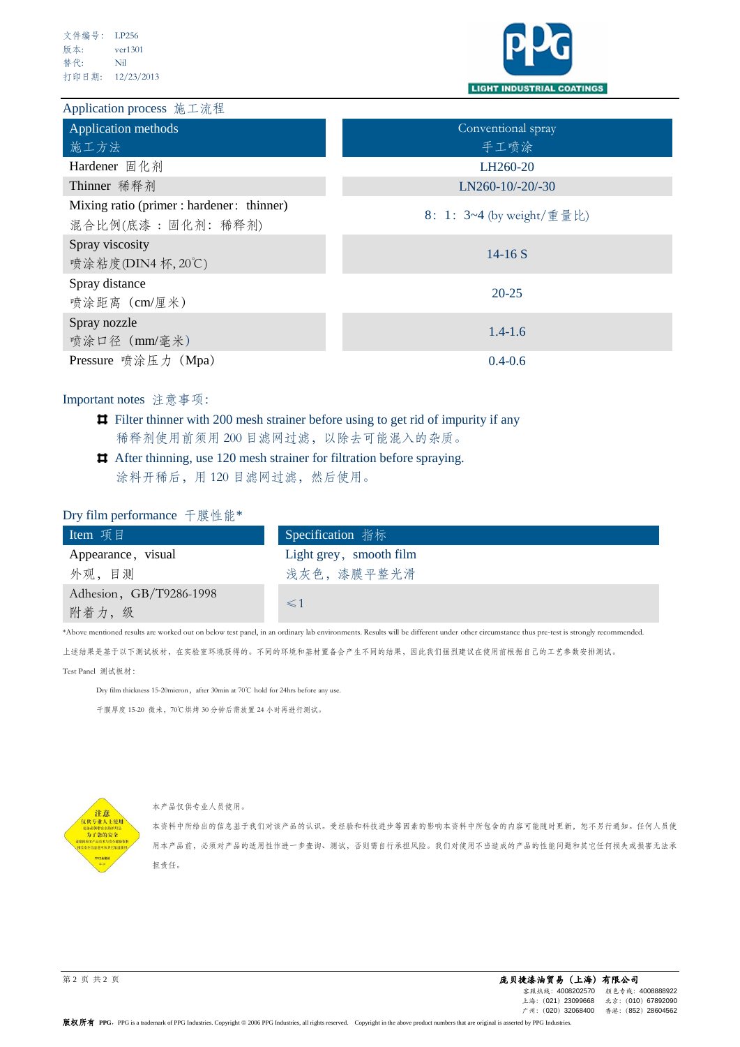文件编号： LP256
版本： ver1301
替代： Nil
打印日期： 12/23/2013

## Application process 施工流程

| Application methods 施工方法 | Conventional spray 手工喷涂 |
| --- | --- |
| Hardener 固化剂 | LH260-20 |
| Thinner 稀释剂 | LN260-10/-20/-30 |
| Mixing ratio (primer : hardener: thinner) 混合比例(底漆 ：固化剂：稀释剂) | 8：1：3~4 (by weight/重量比) |
| Spray viscosity 喷涂粘度(DIN4 杯, 20℃) | 14-16 S |
| Spray distance 喷涂距离（cm/厘米） | 20-25 |
| Spray nozzle 喷涂口径（mm/毫米） | 1.4-1.6 |
| Pressure 喷涂压力（Mpa） | 0.4-0.6 |

## Important notes 注意事项:

- Filter thinner with 200 mesh strainer before using to get rid of impurity if any
  稀释剂使用前须用 200 目滤网过滤，以除去可能混入的杂质。
- After thinning, use 120 mesh strainer for filtration before spraying.
  涂料开稀后，用 120 目滤网过滤，然后使用。

## Dry film performance 干膜性能*

| Item 项目 | Specification 指标 |
| --- | --- |
| Appearance，visual 外观，目测 | Light grey，smooth film 浅灰色，漆膜平整光滑 |
| Adhesion，GB/T9286-1998 附着力，级 | ≤1 |

*Above mentioned results are worked out on below test panel, in an ordinary lab environments. Results will be different under other circumstance thus pre-test is strongly recommended.

上述结果是基于以下测试板材，在实验室环境获得的。不同的环境和基材置备会产生不同的结果，因此我们强烈建议在使用前根据自己的工艺参数安排测试。

Test Panel 测试板材：

Dry film thickness 15-20micron，after 30min at 70℃ hold for 24hrs before any use.

干膜厚度 15-20 微米，70℃烘烤 30 分钟后需放置 24 小时再进行测试。

本产品仅供专业人员使用。

本资料中所给出的信息基于我们对该产品的认识。受经验和科技进步等因素的影响本资料中所包含的内容可能随时更新，恕不另行通知。任何人员使用本产品前，必须对产品的适用性作进一步查询、测试，否则需自行承担风险。我们对使用不当造成的产品的性能问题和其它任何损失或损害无法承担责任。

**庞贝捷漆油贸易（上海）有限公司**
客服热线：4008202570 颜色专线：4008888922
上海：(021) 23099668 北京：(010) 67892090
广州：(020) 32068400 香港：(852) 28604562

**版权所有 PPG**，PPG is a trademark of PPG Industries. Copyright © 2006 PPG Industries, all rights reserved. Copyright in the above product numbers that are original is asserted by PPG Industries.